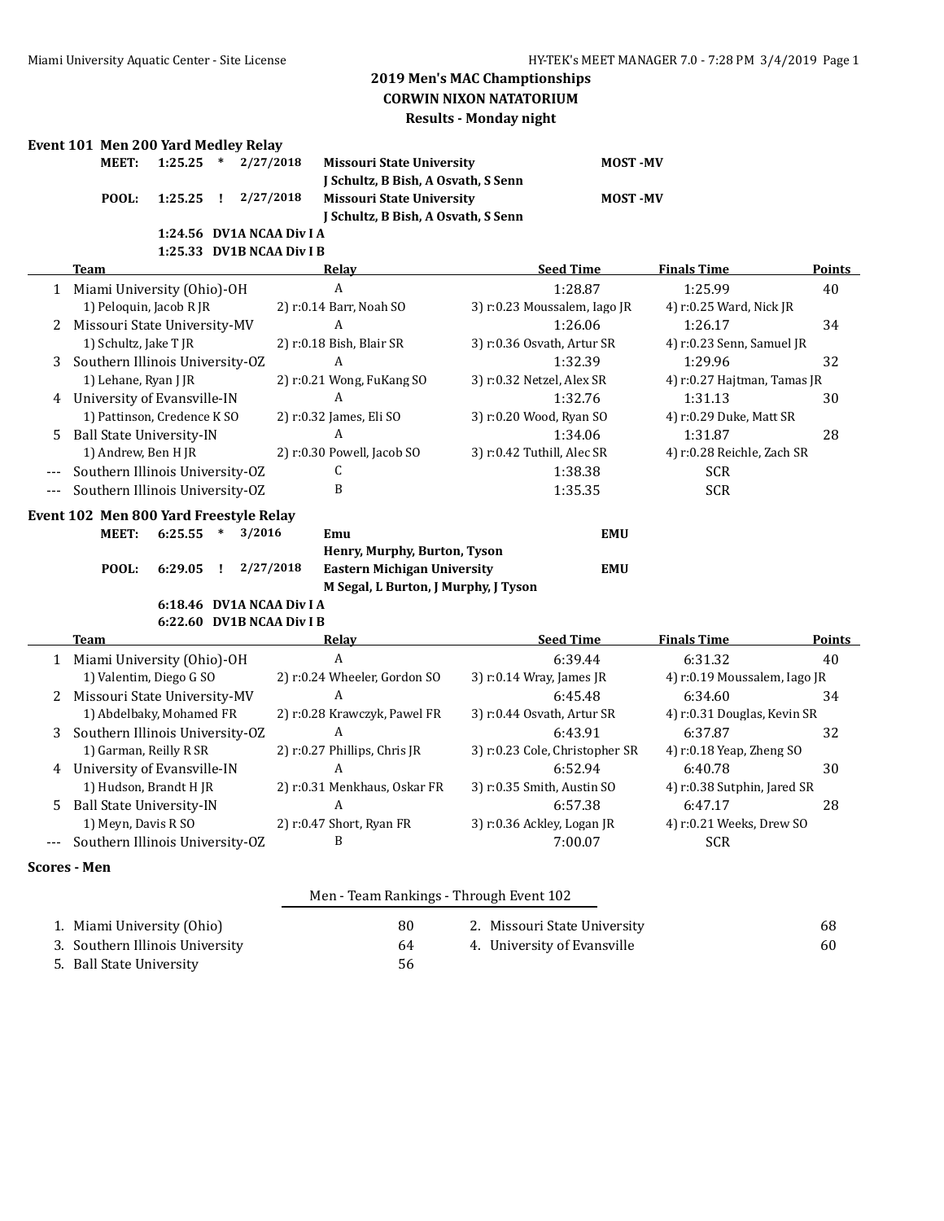# 2019 Men's MAC Championships

## CORWIN NIXON NATATORIUM

### Results - Monday night

**Event 101 Men 200 Yard Medley Relay**

| | | | | | |
|---|---|---|---|---|---|
| MEET: | 1:25.25 | * | 2/27/2018 | Missouri State University | MOST -MV |
| | | | | J Schultz, B Bish, A Osvath, S Senn | |
| POOL: | 1:25.25 | ! | 2/27/2018 | Missouri State University | MOST -MV |
| | | | | J Schultz, B Bish, A Osvath, S Senn | |
| | 1:24.56 | DV1A | NCAA Div I A | | |
| | 1:25.33 | DV1B | NCAA Div I B | | |

| | Team | Relay | Seed Time | Finals Time | Points |
|---|---|---|---|---|---|
| 1 | Miami University (Ohio)-OH | A | 1:28.87 | 1:25.99 | 40 |
| | 1) Peloquin, Jacob R JR | 2) r:0.14 Barr, Noah SO | 3) r:0.23 Moussalem, Iago JR | 4) r:0.25 Ward, Nick JR | |
| 2 | Missouri State University-MV | A | 1:26.06 | 1:26.17 | 34 |
| | 1) Schultz, Jake T JR | 2) r:0.18 Bish, Blair SR | 3) r:0.36 Osvath, Artur SR | 4) r:0.23 Senn, Samuel JR | |
| 3 | Southern Illinois University-OZ | A | 1:32.39 | 1:29.96 | 32 |
| | 1) Lehane, Ryan J JR | 2) r:0.21 Wong, FuKang SO | 3) r:0.32 Netzel, Alex SR | 4) r:0.27 Hajtman, Tamas JR | |
| 4 | University of Evansville-IN | A | 1:32.76 | 1:31.13 | 30 |
| | 1) Pattinson, Credence K SO | 2) r:0.32 James, Eli SO | 3) r:0.20 Wood, Ryan SO | 4) r:0.29 Duke, Matt SR | |
| 5 | Ball State University-IN | A | 1:34.06 | 1:31.87 | 28 |
| | 1) Andrew, Ben H JR | 2) r:0.30 Powell, Jacob SO | 3) r:0.42 Tuthill, Alec SR | 4) r:0.28 Reichle, Zach SR | |
| --- | Southern Illinois University-OZ | C | 1:38.38 | SCR | |
| --- | Southern Illinois University-OZ | B | 1:35.35 | SCR | |

**Event 102 Men 800 Yard Freestyle Relay**

| | | | | | |
|---|---|---|---|---|---|
| MEET: | 6:25.55 | * | 3/2016 | Emu | EMU |
| | | | | Henry, Murphy, Burton, Tyson | |
| POOL: | 6:29.05 | ! | 2/27/2018 | Eastern Michigan University | EMU |
| | | | | M Segal, L Burton, J Murphy, J Tyson | |
| | 6:18.46 | DV1A | NCAA Div I A | | |
| | 6:22.60 | DV1B | NCAA Div I B | | |

| | Team | Relay | Seed Time | Finals Time | Points |
|---|---|---|---|---|---|
| 1 | Miami University (Ohio)-OH | A | 6:39.44 | 6:31.32 | 40 |
| | 1) Valentim, Diego G SO | 2) r:0.24 Wheeler, Gordon SO | 3) r:0.14 Wray, James JR | 4) r:0.19 Moussalem, Iago JR | |
| 2 | Missouri State University-MV | A | 6:45.48 | 6:34.60 | 34 |
| | 1) Abdelbaky, Mohamed FR | 2) r:0.28 Krawczyk, Pawel FR | 3) r:0.44 Osvath, Artur SR | 4) r:0.31 Douglas, Kevin SR | |
| 3 | Southern Illinois University-OZ | A | 6:43.91 | 6:37.87 | 32 |
| | 1) Garman, Reilly R SR | 2) r:0.27 Phillips, Chris JR | 3) r:0.23 Cole, Christopher SR | 4) r:0.18 Yeap, Zheng SO | |
| 4 | University of Evansville-IN | A | 6:52.94 | 6:40.78 | 30 |
| | 1) Hudson, Brandt H JR | 2) r:0.31 Menkhaus, Oskar FR | 3) r:0.35 Smith, Austin SO | 4) r:0.38 Sutphin, Jared SR | |
| 5 | Ball State University-IN | A | 6:57.38 | 6:47.17 | 28 |
| | 1) Meyn, Davis R SO | 2) r:0.47 Short, Ryan FR | 3) r:0.36 Ackley, Logan JR | 4) r:0.21 Weeks, Drew SO | |
| --- | Southern Illinois University-OZ | B | 7:00.07 | SCR | |

**Scores - Men**

Men - Team Rankings - Through Event 102

| Rank | Team | Points |
|---|---|---|
| 1. | Miami University (Ohio) | 80 |
| 2. | Missouri State University | 68 |
| 3. | Southern Illinois University | 64 |
| 4. | University of Evansville | 60 |
| 5. | Ball State University | 56 |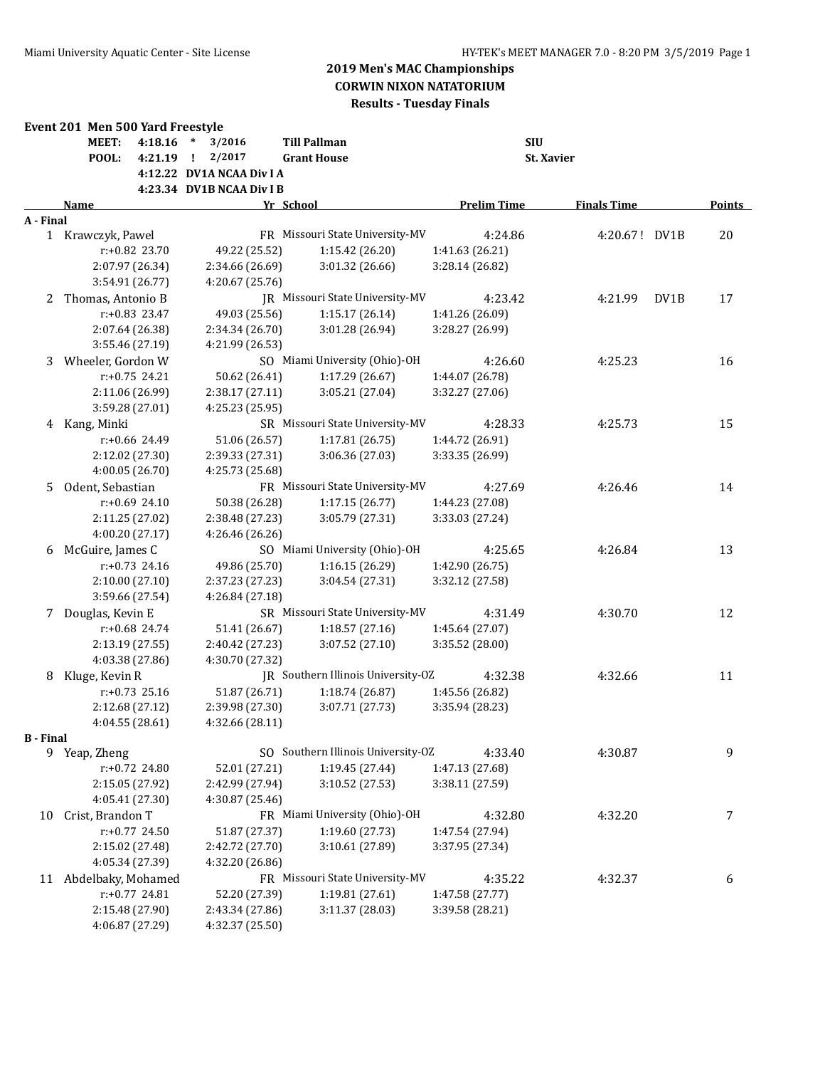## 2019 Men's MAC Championships
### CORWIN NIXON NATATORIUM
### Results - Tuesday Finals

**Event 201 Men 500 Yard Freestyle**

| | | | | |
|---|---|---|---|---|
| MEET: | 4:18.16 * | 3/2016 | Till Pallman | SIU |
| POOL: | 4:21.19 ! | 2/2017 | Grant House | St. Xavier |
| | 4:12.22 | DV1A NCAA Div I A | | |
| | 4:23.34 | DV1B NCAA Div I B | | |

| | Name | Yr | School | Prelim Time | Finals Time | | Points |
|---|---|---|---|---|---|---|---|
| **A - Final** | | | | | | | |
| 1 | Krawczyk, Pawel | FR | Missouri State University-MV | 4:24.86 | 4:20.67 ! | DV1B | 20 |
| | r:+0.82 23.70 | 49.22 (25.52) | 1:15.42 (26.20) | 1:41.63 (26.21) | | | |
| | 2:07.97 (26.34) | 2:34.66 (26.69) | 3:01.32 (26.66) | 3:28.14 (26.82) | | | |
| | 3:54.91 (26.77) | 4:20.67 (25.76) | | | | | |
| 2 | Thomas, Antonio B | JR | Missouri State University-MV | 4:23.42 | 4:21.99 | DV1B | 17 |
| | r:+0.83 23.47 | 49.03 (25.56) | 1:15.17 (26.14) | 1:41.26 (26.09) | | | |
| | 2:07.64 (26.38) | 2:34.34 (26.70) | 3:01.28 (26.94) | 3:28.27 (26.99) | | | |
| | 3:55.46 (27.19) | 4:21.99 (26.53) | | | | | |
| 3 | Wheeler, Gordon W | SO | Miami University (Ohio)-OH | 4:26.60 | 4:25.23 | | 16 |
| | r:+0.75 24.21 | 50.62 (26.41) | 1:17.29 (26.67) | 1:44.07 (26.78) | | | |
| | 2:11.06 (26.99) | 2:38.17 (27.11) | 3:05.21 (27.04) | 3:32.27 (27.06) | | | |
| | 3:59.28 (27.01) | 4:25.23 (25.95) | | | | | |
| 4 | Kang, Minki | SR | Missouri State University-MV | 4:28.33 | 4:25.73 | | 15 |
| | r:+0.66 24.49 | 51.06 (26.57) | 1:17.81 (26.75) | 1:44.72 (26.91) | | | |
| | 2:12.02 (27.30) | 2:39.33 (27.31) | 3:06.36 (27.03) | 3:33.35 (26.99) | | | |
| | 4:00.05 (26.70) | 4:25.73 (25.68) | | | | | |
| 5 | Odent, Sebastian | FR | Missouri State University-MV | 4:27.69 | 4:26.46 | | 14 |
| | r:+0.69 24.10 | 50.38 (26.28) | 1:17.15 (26.77) | 1:44.23 (27.08) | | | |
| | 2:11.25 (27.02) | 2:38.48 (27.23) | 3:05.79 (27.31) | 3:33.03 (27.24) | | | |
| | 4:00.20 (27.17) | 4:26.46 (26.26) | | | | | |
| 6 | McGuire, James C | SO | Miami University (Ohio)-OH | 4:25.65 | 4:26.84 | | 13 |
| | r:+0.73 24.16 | 49.86 (25.70) | 1:16.15 (26.29) | 1:42.90 (26.75) | | | |
| | 2:10.00 (27.10) | 2:37.23 (27.23) | 3:04.54 (27.31) | 3:32.12 (27.58) | | | |
| | 3:59.66 (27.54) | 4:26.84 (27.18) | | | | | |
| 7 | Douglas, Kevin E | SR | Missouri State University-MV | 4:31.49 | 4:30.70 | | 12 |
| | r:+0.68 24.74 | 51.41 (26.67) | 1:18.57 (27.16) | 1:45.64 (27.07) | | | |
| | 2:13.19 (27.55) | 2:40.42 (27.23) | 3:07.52 (27.10) | 3:35.52 (28.00) | | | |
| | 4:03.38 (27.86) | 4:30.70 (27.32) | | | | | |
| 8 | Kluge, Kevin R | JR | Southern Illinois University-OZ | 4:32.38 | 4:32.66 | | 11 |
| | r:+0.73 25.16 | 51.87 (26.71) | 1:18.74 (26.87) | 1:45.56 (26.82) | | | |
| | 2:12.68 (27.12) | 2:39.98 (27.30) | 3:07.71 (27.73) | 3:35.94 (28.23) | | | |
| | 4:04.55 (28.61) | 4:32.66 (28.11) | | | | | |
| **B - Final** | | | | | | | |
| 9 | Yeap, Zheng | SO | Southern Illinois University-OZ | 4:33.40 | 4:30.87 | | 9 |
| | r:+0.72 24.80 | 52.01 (27.21) | 1:19.45 (27.44) | 1:47.13 (27.68) | | | |
| | 2:15.05 (27.92) | 2:42.99 (27.94) | 3:10.52 (27.53) | 3:38.11 (27.59) | | | |
| | 4:05.41 (27.30) | 4:30.87 (25.46) | | | | | |
| 10 | Crist, Brandon T | FR | Miami University (Ohio)-OH | 4:32.80 | 4:32.20 | | 7 |
| | r:+0.77 24.50 | 51.87 (27.37) | 1:19.60 (27.73) | 1:47.54 (27.94) | | | |
| | 2:15.02 (27.48) | 2:42.72 (27.70) | 3:10.61 (27.89) | 3:37.95 (27.34) | | | |
| | 4:05.34 (27.39) | 4:32.20 (26.86) | | | | | |
| 11 | Abdelbaky, Mohamed | FR | Missouri State University-MV | 4:35.22 | 4:32.37 | | 6 |
| | r:+0.77 24.81 | 52.20 (27.39) | 1:19.81 (27.61) | 1:47.58 (27.77) | | | |
| | 2:15.48 (27.90) | 2:43.34 (27.86) | 3:11.37 (28.03) | 3:39.58 (28.21) | | | |
| | 4:06.87 (27.29) | 4:32.37 (25.50) | | | | | |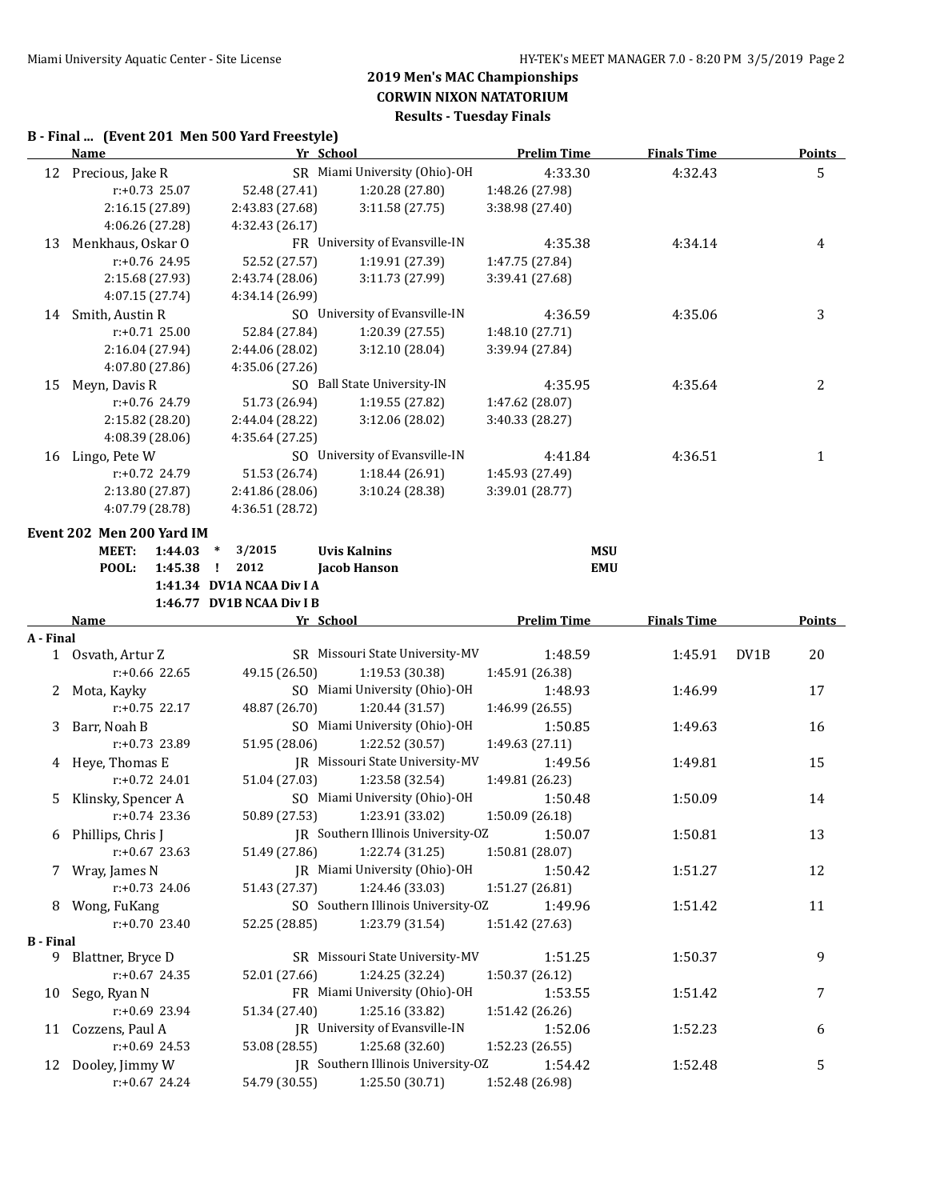# 2019 Men's MAC Championships
## CORWIN NIXON NATATORIUM
### Results - Tuesday Finals

**B - Final ... (Event 201 Men 500 Yard Freestyle)**

| | Name | Yr | School | Prelim Time | Finals Time | | Points |
|---|---|---|---|---|---|---|---|
| 12 | Precious, Jake R | SR | Miami University (Ohio)-OH | 4:33.30 | 4:32.43 | | 5 |
| | r:+0.73 25.07 | 52.48 (27.41) | 1:20.28 (27.80) | 1:48.26 (27.98) | | | |
| | 2:16.15 (27.89) | 2:43.83 (27.68) | 3:11.58 (27.75) | 3:38.98 (27.40) | | | |
| | 4:06.26 (27.28) | 4:32.43 (26.17) | | | | | |
| 13 | Menkhaus, Oskar O | FR | University of Evansville-IN | 4:35.38 | 4:34.14 | | 4 |
| | r:+0.76 24.95 | 52.52 (27.57) | 1:19.91 (27.39) | 1:47.75 (27.84) | | | |
| | 2:15.68 (27.93) | 2:43.74 (28.06) | 3:11.73 (27.99) | 3:39.41 (27.68) | | | |
| | 4:07.15 (27.74) | 4:34.14 (26.99) | | | | | |
| 14 | Smith, Austin R | SO | University of Evansville-IN | 4:36.59 | 4:35.06 | | 3 |
| | r:+0.71 25.00 | 52.84 (27.84) | 1:20.39 (27.55) | 1:48.10 (27.71) | | | |
| | 2:16.04 (27.94) | 2:44.06 (28.02) | 3:12.10 (28.04) | 3:39.94 (27.84) | | | |
| | 4:07.80 (27.86) | 4:35.06 (27.26) | | | | | |
| 15 | Meyn, Davis R | SO | Ball State University-IN | 4:35.95 | 4:35.64 | | 2 |
| | r:+0.76 24.79 | 51.73 (26.94) | 1:19.55 (27.82) | 1:47.62 (28.07) | | | |
| | 2:15.82 (28.20) | 2:44.04 (28.22) | 3:12.06 (28.02) | 3:40.33 (28.27) | | | |
| | 4:08.39 (28.06) | 4:35.64 (27.25) | | | | | |
| 16 | Lingo, Pete W | SO | University of Evansville-IN | 4:41.84 | 4:36.51 | | 1 |
| | r:+0.72 24.79 | 51.53 (26.74) | 1:18.44 (26.91) | 1:45.93 (27.49) | | | |
| | 2:13.80 (27.87) | 2:41.86 (28.06) | 3:10.24 (28.38) | 3:39.01 (28.77) | | | |
| | 4:07.79 (28.78) | 4:36.51 (28.72) | | | | | |

**Event 202 Men 200 Yard IM**

| | | | | | |
|---|---|---|---|---|---|
| MEET: | 1:44.03 | * | 3/2015 | Uvis Kalnins | MSU |
| POOL: | 1:45.38 | ! | 2012 | Jacob Hanson | EMU |
| | 1:41.34 | | DV1A NCAA Div I A | | |
| | 1:46.77 | | DV1B NCAA Div I B | | |

| | Name | Yr | School | Prelim Time | Finals Time | | Points |
|---|---|---|---|---|---|---|---|
| **A - Final** | | | | | | | |
| 1 | Osvath, Artur Z | SR | Missouri State University-MV | 1:48.59 | 1:45.91 | DV1B | 20 |
| | r:+0.66 22.65 | 49.15 (26.50) | 1:19.53 (30.38) | 1:45.91 (26.38) | | | |
| 2 | Mota, Kayky | SO | Miami University (Ohio)-OH | 1:48.93 | 1:46.99 | | 17 |
| | r:+0.75 22.17 | 48.87 (26.70) | 1:20.44 (31.57) | 1:46.99 (26.55) | | | |
| 3 | Barr, Noah B | SO | Miami University (Ohio)-OH | 1:50.85 | 1:49.63 | | 16 |
| | r:+0.73 23.89 | 51.95 (28.06) | 1:22.52 (30.57) | 1:49.63 (27.11) | | | |
| 4 | Heye, Thomas E | JR | Missouri State University-MV | 1:49.56 | 1:49.81 | | 15 |
| | r:+0.72 24.01 | 51.04 (27.03) | 1:23.58 (32.54) | 1:49.81 (26.23) | | | |
| 5 | Klinsky, Spencer A | SO | Miami University (Ohio)-OH | 1:50.48 | 1:50.09 | | 14 |
| | r:+0.74 23.36 | 50.89 (27.53) | 1:23.91 (33.02) | 1:50.09 (26.18) | | | |
| 6 | Phillips, Chris J | JR | Southern Illinois University-OZ | 1:50.07 | 1:50.81 | | 13 |
| | r:+0.67 23.63 | 51.49 (27.86) | 1:22.74 (31.25) | 1:50.81 (28.07) | | | |
| 7 | Wray, James N | JR | Miami University (Ohio)-OH | 1:50.42 | 1:51.27 | | 12 |
| | r:+0.73 24.06 | 51.43 (27.37) | 1:24.46 (33.03) | 1:51.27 (26.81) | | | |
| 8 | Wong, FuKang | SO | Southern Illinois University-OZ | 1:49.96 | 1:51.42 | | 11 |
| | r:+0.70 23.40 | 52.25 (28.85) | 1:23.79 (31.54) | 1:51.42 (27.63) | | | |
| **B - Final** | | | | | | | |
| 9 | Blattner, Bryce D | SR | Missouri State University-MV | 1:51.25 | 1:50.37 | | 9 |
| | r:+0.67 24.35 | 52.01 (27.66) | 1:24.25 (32.24) | 1:50.37 (26.12) | | | |
| 10 | Sego, Ryan N | FR | Miami University (Ohio)-OH | 1:53.55 | 1:51.42 | | 7 |
| | r:+0.69 23.94 | 51.34 (27.40) | 1:25.16 (33.82) | 1:51.42 (26.26) | | | |
| 11 | Cozzens, Paul A | JR | University of Evansville-IN | 1:52.06 | 1:52.23 | | 6 |
| | r:+0.69 24.53 | 53.08 (28.55) | 1:25.68 (32.60) | 1:52.23 (26.55) | | | |
| 12 | Dooley, Jimmy W | JR | Southern Illinois University-OZ | 1:54.42 | 1:52.48 | | 5 |
| | r:+0.67 24.24 | 54.79 (30.55) | 1:25.50 (30.71) | 1:52.48 (26.98) | | | |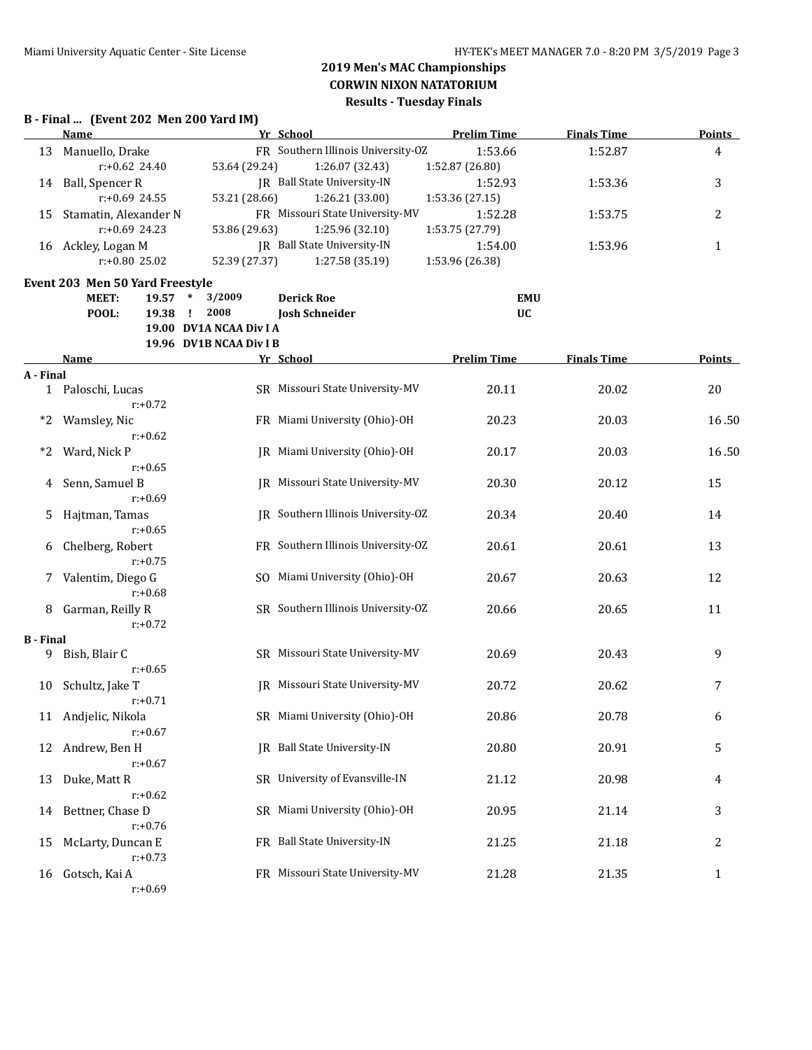## 2019 Men's MAC Championships
## CORWIN NIXON NATATORIUM
## Results - Tuesday Finals

### B - Final ... (Event 202 Men 200 Yard IM)

| | Name | Yr | School | Prelim Time | Finals Time | Points |
|---|---|---|---|---|---|---|
| 13 | Manuello, Drake | FR | Southern Illinois University-OZ | 1:53.66 | 1:52.87 | 4 |
| | r:+0.62 24.40 | 53.64 (29.24) | 1:26.07 (32.43) | 1:52.87 (26.80) | | |
| 14 | Ball, Spencer R | JR | Ball State University-IN | 1:52.93 | 1:53.36 | 3 |
| | r:+0.69 24.55 | 53.21 (28.66) | 1:26.21 (33.00) | 1:53.36 (27.15) | | |
| 15 | Stamatin, Alexander N | FR | Missouri State University-MV | 1:52.28 | 1:53.75 | 2 |
| | r:+0.69 24.23 | 53.86 (29.63) | 1:25.96 (32.10) | 1:53.75 (27.79) | | |
| 16 | Ackley, Logan M | JR | Ball State University-IN | 1:54.00 | 1:53.96 | 1 |
| | r:+0.80 25.02 | 52.39 (27.37) | 1:27.58 (35.19) | 1:53.96 (26.38) | | |

### Event 203 Men 50 Yard Freestyle

| | | | | |
|---|---|---|---|---|
| MEET: | 19.57 * | 3/2009 | Derick Roe | EMU |
| POOL: | 19.38 ! | 2008 | Josh Schneider | UC |
| | 19.00 | DV1A NCAA Div I A | | |
| | 19.96 | DV1B NCAA Div I B | | |

| | Name | Yr | School | Prelim Time | Finals Time | Points |
|---|---|---|---|---|---|---|
| **A - Final** | | | | | | |
| 1 | Paloschi, Lucas | SR | Missouri State University-MV | 20.11 | 20.02 | 20 |
| | r:+0.72 | | | | | |
| *2 | Wamsley, Nic | FR | Miami University (Ohio)-OH | 20.23 | 20.03 | 16.50 |
| | r:+0.62 | | | | | |
| *2 | Ward, Nick P | JR | Miami University (Ohio)-OH | 20.17 | 20.03 | 16.50 |
| | r:+0.65 | | | | | |
| 4 | Senn, Samuel B | JR | Missouri State University-MV | 20.30 | 20.12 | 15 |
| | r:+0.69 | | | | | |
| 5 | Hajtman, Tamas | JR | Southern Illinois University-OZ | 20.34 | 20.40 | 14 |
| | r:+0.65 | | | | | |
| 6 | Chelberg, Robert | FR | Southern Illinois University-OZ | 20.61 | 20.61 | 13 |
| | r:+0.75 | | | | | |
| 7 | Valentim, Diego G | SO | Miami University (Ohio)-OH | 20.67 | 20.63 | 12 |
| | r:+0.68 | | | | | |
| 8 | Garman, Reilly R | SR | Southern Illinois University-OZ | 20.66 | 20.65 | 11 |
| | r:+0.72 | | | | | |
| **B - Final** | | | | | | |
| 9 | Bish, Blair C | SR | Missouri State University-MV | 20.69 | 20.43 | 9 |
| | r:+0.65 | | | | | |
| 10 | Schultz, Jake T | JR | Missouri State University-MV | 20.72 | 20.62 | 7 |
| | r:+0.71 | | | | | |
| 11 | Andjelic, Nikola | SR | Miami University (Ohio)-OH | 20.86 | 20.78 | 6 |
| | r:+0.67 | | | | | |
| 12 | Andrew, Ben H | JR | Ball State University-IN | 20.80 | 20.91 | 5 |
| | r:+0.67 | | | | | |
| 13 | Duke, Matt R | SR | University of Evansville-IN | 21.12 | 20.98 | 4 |
| | r:+0.62 | | | | | |
| 14 | Bettner, Chase D | SR | Miami University (Ohio)-OH | 20.95 | 21.14 | 3 |
| | r:+0.76 | | | | | |
| 15 | McLarty, Duncan E | FR | Ball State University-IN | 21.25 | 21.18 | 2 |
| | r:+0.73 | | | | | |
| 16 | Gotsch, Kai A | FR | Missouri State University-MV | 21.28 | 21.35 | 1 |
| | r:+0.69 | | | | | |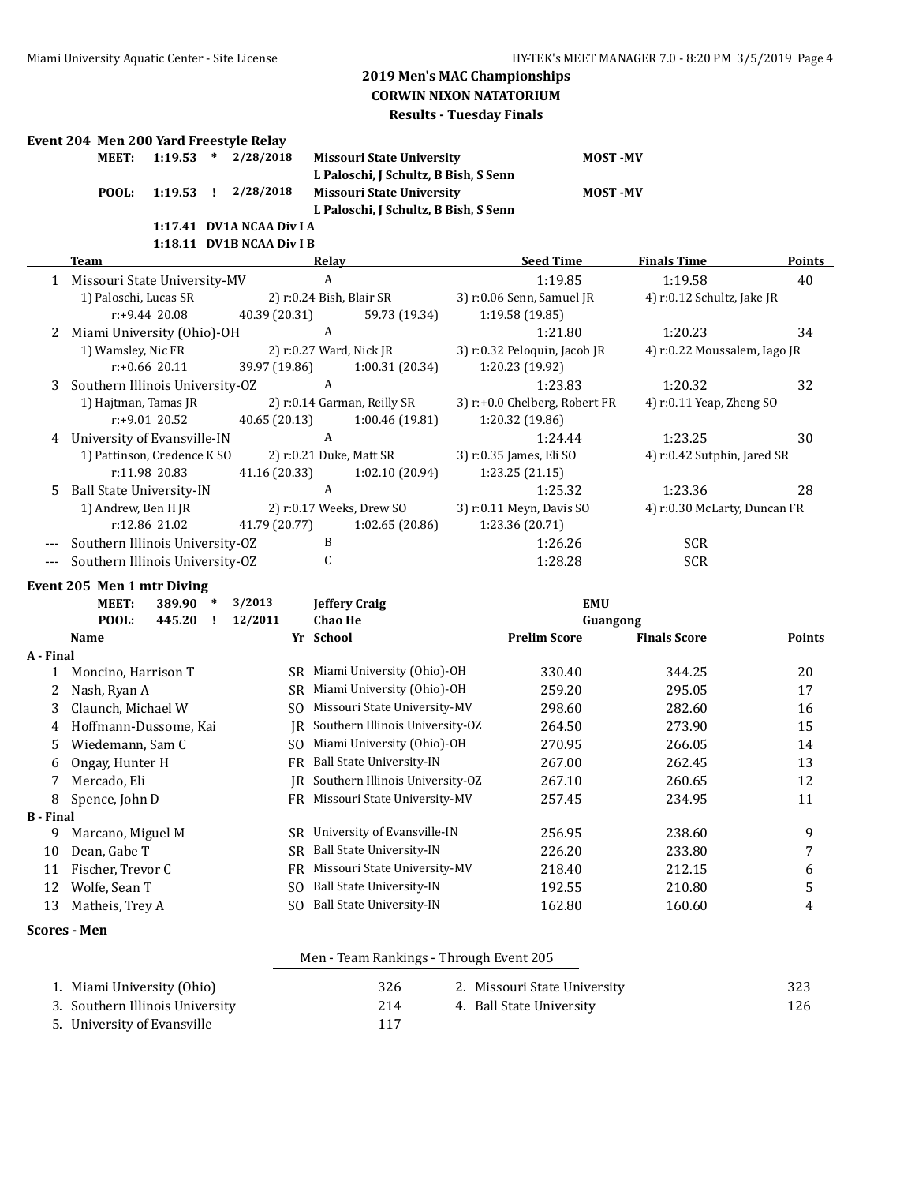## 2019 Men's MAC Championships
## CORWIN NIXON NATATORIUM
## Results - Tuesday Finals

### Event 204 Men 200 Yard Freestyle Relay

| | | | | | |
|---|---|---|---|---|---|
| MEET: | 1:19.53 | * | 2/28/2018 | Missouri State University<br>L Paloschi, J Schultz, B Bish, S Senn | MOST -MV |
| POOL: | 1:19.53 | ! | 2/28/2018 | Missouri State University<br>L Paloschi, J Schultz, B Bish, S Senn | MOST -MV |
| | 1:17.41 | | DV1A NCAA Div I A | | |
| | 1:18.11 | | DV1B NCAA Div I B | | |

| | Team | Relay | Seed Time | Finals Time | Points |
|---|---|---|---|---|---|
| 1 | Missouri State University-MV | A | 1:19.85 | 1:19.58 | 40 |
| | 1) Paloschi, Lucas SR | 2) r:0.24 Bish, Blair SR | 3) r:0.06 Senn, Samuel JR | 4) r:0.12 Schultz, Jake JR | |
| | r:+9.44 20.08 | 40.39 (20.31) | 59.73 (19.34) | 1:19.58 (19.85) | |
| 2 | Miami University (Ohio)-OH | A | 1:21.80 | 1:20.23 | 34 |
| | 1) Wamsley, Nic FR | 2) r:0.27 Ward, Nick JR | 3) r:0.32 Peloquin, Jacob JR | 4) r:0.22 Moussalem, Iago JR | |
| | r:+0.66 20.11 | 39.97 (19.86) | 1:00.31 (20.34) | 1:20.23 (19.92) | |
| 3 | Southern Illinois University-OZ | A | 1:23.83 | 1:20.32 | 32 |
| | 1) Hajtman, Tamas JR | 2) r:0.14 Garman, Reilly SR | 3) r:+0.0 Chelberg, Robert FR | 4) r:0.11 Yeap, Zheng SO | |
| | r:+9.01 20.52 | 40.65 (20.13) | 1:00.46 (19.81) | 1:20.32 (19.86) | |
| 4 | University of Evansville-IN | A | 1:24.44 | 1:23.25 | 30 |
| | 1) Pattinson, Credence K SO | 2) r:0.21 Duke, Matt SR | 3) r:0.35 James, Eli SO | 4) r:0.42 Sutphin, Jared SR | |
| | r:11.98 20.83 | 41.16 (20.33) | 1:02.10 (20.94) | 1:23.25 (21.15) | |
| 5 | Ball State University-IN | A | 1:25.32 | 1:23.36 | 28 |
| | 1) Andrew, Ben H JR | 2) r:0.17 Weeks, Drew SO | 3) r:0.11 Meyn, Davis SO | 4) r:0.30 McLarty, Duncan FR | |
| | r:12.86 21.02 | 41.79 (20.77) | 1:02.65 (20.86) | 1:23.36 (20.71) | |
| --- | Southern Illinois University-OZ | B | 1:26.26 | SCR | |
| --- | Southern Illinois University-OZ | C | 1:28.28 | SCR | |

### Event 205 Men 1 mtr Diving

| | | | | | |
|---|---|---|---|---|---|
| MEET: | 389.90 | * | 3/2013 | Jeffery Craig | EMU |
| POOL: | 445.20 | ! | 12/2011 | Chao He | Guangong |

| | Name | Yr | School | Prelim Score | Finals Score | Points |
|---|---|---|---|---|---|---|
| **A - Final** | | | | | | |
| 1 | Moncino, Harrison T | SR | Miami University (Ohio)-OH | 330.40 | 344.25 | 20 |
| 2 | Nash, Ryan A | SR | Miami University (Ohio)-OH | 259.20 | 295.05 | 17 |
| 3 | Claunch, Michael W | SO | Missouri State University-MV | 298.60 | 282.60 | 16 |
| 4 | Hoffmann-Dussome, Kai | JR | Southern Illinois University-OZ | 264.50 | 273.90 | 15 |
| 5 | Wiedemann, Sam C | SO | Miami University (Ohio)-OH | 270.95 | 266.05 | 14 |
| 6 | Ongay, Hunter H | FR | Ball State University-IN | 267.00 | 262.45 | 13 |
| 7 | Mercado, Eli | JR | Southern Illinois University-OZ | 267.10 | 260.65 | 12 |
| 8 | Spence, John D | FR | Missouri State University-MV | 257.45 | 234.95 | 11 |
| **B - Final** | | | | | | |
| 9 | Marcano, Miguel M | SR | University of Evansville-IN | 256.95 | 238.60 | 9 |
| 10 | Dean, Gabe T | SR | Ball State University-IN | 226.20 | 233.80 | 7 |
| 11 | Fischer, Trevor C | FR | Missouri State University-MV | 218.40 | 212.15 | 6 |
| 12 | Wolfe, Sean T | SO | Ball State University-IN | 192.55 | 210.80 | 5 |
| 13 | Matheis, Trey A | SO | Ball State University-IN | 162.80 | 160.60 | 4 |

### Scores - Men

Men - Team Rankings - Through Event 205

| | | | |
|---|---|---|---|
| 1. Miami University (Ohio) | 326 | 2. Missouri State University | 323 |
| 3. Southern Illinois University | 214 | 4. Ball State University | 126 |
| 5. University of Evansville | 117 | | |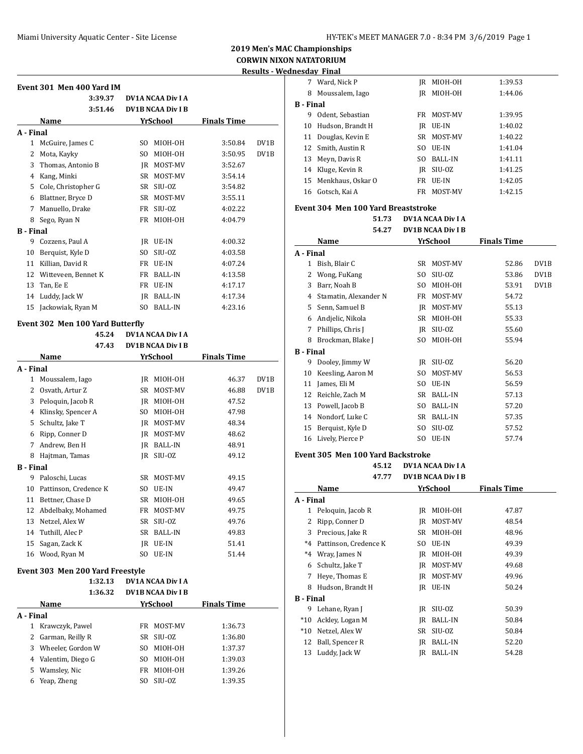## 2019 Men's MAC Championships
## CORWIN NIXON NATATORIUM
### Results - Wednesday Final

### Event 301 Men 400 Yard IM

| | | |
|---|---|---|
| 3:39.37 | DV1A NCAA Div I A | |
| 3:51.46 | DV1B NCAA Div I B | |

| | Name | Yr | School | Finals Time | |
|---|---|---|---|---|---|
| **A - Final** | | | | | |
| 1 | McGuire, James C | SO | MIOH-OH | 3:50.84 | DV1B |
| 2 | Mota, Kayky | SO | MIOH-OH | 3:50.95 | DV1B |
| 3 | Thomas, Antonio B | JR | MOST-MV | 3:52.67 | |
| 4 | Kang, Minki | SR | MOST-MV | 3:54.14 | |
| 5 | Cole, Christopher G | SR | SIU-OZ | 3:54.82 | |
| 6 | Blattner, Bryce D | SR | MOST-MV | 3:55.11 | |
| 7 | Manuello, Drake | FR | SIU-OZ | 4:02.22 | |
| 8 | Sego, Ryan N | FR | MIOH-OH | 4:04.79 | |
| **B - Final** | | | | | |
| 9 | Cozzens, Paul A | JR | UE-IN | 4:00.32 | |
| 10 | Berquist, Kyle D | SO | SIU-OZ | 4:03.58 | |
| 11 | Killian, David R | FR | UE-IN | 4:07.24 | |
| 12 | Witteveen, Bennet K | FR | BALL-IN | 4:13.58 | |
| 13 | Tan, Ee E | FR | UE-IN | 4:17.17 | |
| 14 | Luddy, Jack W | JR | BALL-IN | 4:17.34 | |
| 15 | Jackowiak, Ryan M | SO | BALL-IN | 4:23.16 | |

### Event 302 Men 100 Yard Butterfly

| | | |
|---|---|---|
| 45.24 | DV1A NCAA Div I A | |
| 47.43 | DV1B NCAA Div I B | |

| | Name | Yr | School | Finals Time | |
|---|---|---|---|---|---|
| **A - Final** | | | | | |
| 1 | Moussalem, Iago | JR | MIOH-OH | 46.37 | DV1B |
| 2 | Osvath, Artur Z | SR | MOST-MV | 46.88 | DV1B |
| 3 | Peloquin, Jacob R | JR | MIOH-OH | 47.52 | |
| 4 | Klinsky, Spencer A | SO | MIOH-OH | 47.98 | |
| 5 | Schultz, Jake T | JR | MOST-MV | 48.34 | |
| 6 | Ripp, Conner D | JR | MOST-MV | 48.62 | |
| 7 | Andrew, Ben H | JR | BALL-IN | 48.91 | |
| 8 | Hajtman, Tamas | JR | SIU-OZ | 49.12 | |
| **B - Final** | | | | | |
| 9 | Paloschi, Lucas | SR | MOST-MV | 49.15 | |
| 10 | Pattinson, Credence K | SO | UE-IN | 49.47 | |
| 11 | Bettner, Chase D | SR | MIOH-OH | 49.65 | |
| 12 | Abdelbaky, Mohamed | FR | MOST-MV | 49.75 | |
| 13 | Netzel, Alex W | SR | SIU-OZ | 49.76 | |
| 14 | Tuthill, Alec P | SR | BALL-IN | 49.83 | |
| 15 | Sagan, Zack K | JR | UE-IN | 51.41 | |
| 16 | Wood, Ryan M | SO | UE-IN | 51.44 | |

### Event 303 Men 200 Yard Freestyle

| | | |
|---|---|---|
| 1:32.13 | DV1A NCAA Div I A | |
| 1:36.32 | DV1B NCAA Div I B | |

| | Name | Yr | School | Finals Time |
|---|---|---|---|---|
| **A - Final** | | | | |
| 1 | Krawczyk, Pawel | FR | MOST-MV | 1:36.73 |
| 2 | Garman, Reilly R | SR | SIU-OZ | 1:36.80 |
| 3 | Wheeler, Gordon W | SO | MIOH-OH | 1:37.37 |
| 4 | Valentim, Diego G | SO | MIOH-OH | 1:39.03 |
| 5 | Wamsley, Nic | FR | MIOH-OH | 1:39.26 |
| 6 | Yeap, Zheng | SO | SIU-OZ | 1:39.35 |
| 7 | Ward, Nick P | JR | MIOH-OH | 1:39.53 |
| 8 | Moussalem, Iago | JR | MIOH-OH | 1:44.06 |
| **B - Final** | | | | |
| 9 | Odent, Sebastian | FR | MOST-MV | 1:39.95 |
| 10 | Hudson, Brandt H | JR | UE-IN | 1:40.02 |
| 11 | Douglas, Kevin E | SR | MOST-MV | 1:40.22 |
| 12 | Smith, Austin R | SO | UE-IN | 1:41.04 |
| 13 | Meyn, Davis R | SO | BALL-IN | 1:41.11 |
| 14 | Kluge, Kevin R | JR | SIU-OZ | 1:41.25 |
| 15 | Menkhaus, Oskar O | FR | UE-IN | 1:42.05 |
| 16 | Gotsch, Kai A | FR | MOST-MV | 1:42.15 |

### Event 304 Men 100 Yard Breaststroke

| | | |
|---|---|---|
| 51.73 | DV1A NCAA Div I A | |
| 54.27 | DV1B NCAA Div I B | |

| | Name | Yr | School | Finals Time | |
|---|---|---|---|---|---|
| **A - Final** | | | | | |
| 1 | Bish, Blair C | SR | MOST-MV | 52.86 | DV1B |
| 2 | Wong, FuKang | SO | SIU-OZ | 53.86 | DV1B |
| 3 | Barr, Noah B | SO | MIOH-OH | 53.91 | DV1B |
| 4 | Stamatin, Alexander N | FR | MOST-MV | 54.72 | |
| 5 | Senn, Samuel B | JR | MOST-MV | 55.13 | |
| 6 | Andjelic, Nikola | SR | MIOH-OH | 55.33 | |
| 7 | Phillips, Chris J | JR | SIU-OZ | 55.60 | |
| 8 | Brockman, Blake J | SO | MIOH-OH | 55.94 | |
| **B - Final** | | | | | |
| 9 | Dooley, Jimmy W | JR | SIU-OZ | 56.20 | |
| 10 | Keesling, Aaron M | SO | MOST-MV | 56.53 | |
| 11 | James, Eli M | SO | UE-IN | 56.59 | |
| 12 | Reichle, Zach M | SR | BALL-IN | 57.13 | |
| 13 | Powell, Jacob B | SO | BALL-IN | 57.20 | |
| 14 | Nondorf, Luke C | SR | BALL-IN | 57.35 | |
| 15 | Berquist, Kyle D | SO | SIU-OZ | 57.52 | |
| 16 | Lively, Pierce P | SO | UE-IN | 57.74 | |

### Event 305 Men 100 Yard Backstroke

| | | |
|---|---|---|
| 45.12 | DV1A NCAA Div I A | |
| 47.77 | DV1B NCAA Div I B | |

| | Name | Yr | School | Finals Time |
|---|---|---|---|---|
| **A - Final** | | | | |
| 1 | Peloquin, Jacob R | JR | MIOH-OH | 47.87 |
| 2 | Ripp, Conner D | JR | MOST-MV | 48.54 |
| 3 | Precious, Jake R | SR | MIOH-OH | 48.96 |
| *4 | Pattinson, Credence K | SO | UE-IN | 49.39 |
| *4 | Wray, James N | JR | MIOH-OH | 49.39 |
| 6 | Schultz, Jake T | JR | MOST-MV | 49.68 |
| 7 | Heye, Thomas E | JR | MOST-MV | 49.96 |
| 8 | Hudson, Brandt H | JR | UE-IN | 50.24 |
| **B - Final** | | | | |
| 9 | Lehane, Ryan J | JR | SIU-OZ | 50.39 |
| *10 | Ackley, Logan M | JR | BALL-IN | 50.84 |
| *10 | Netzel, Alex W | SR | SIU-OZ | 50.84 |
| 12 | Ball, Spencer R | JR | BALL-IN | 52.20 |
| 13 | Luddy, Jack W | JR | BALL-IN | 54.28 |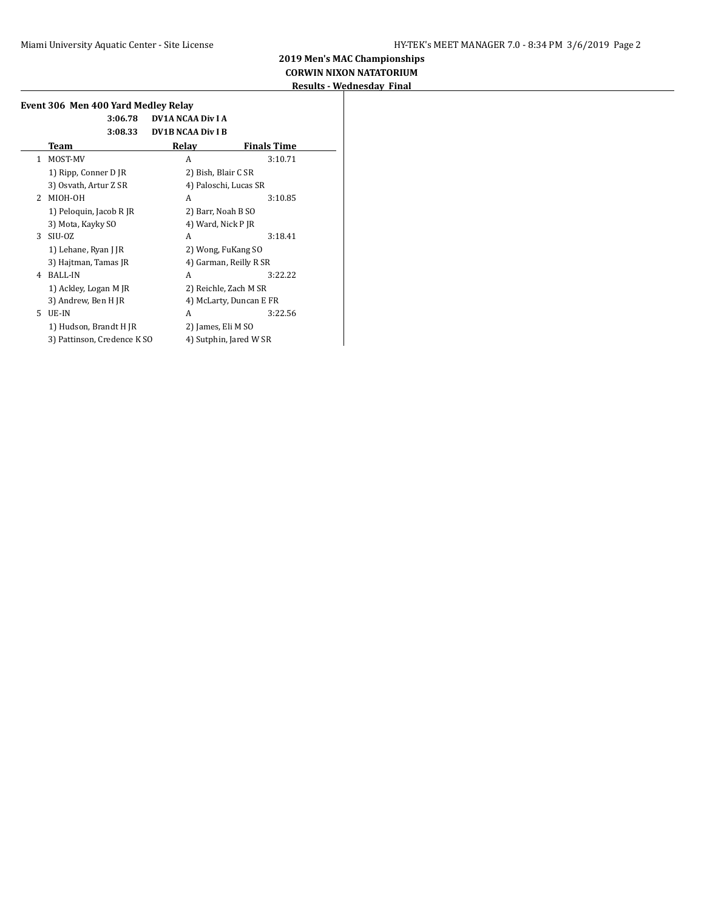## 2019 Men's MAC Championships

### CORWIN NIXON NATATORIUM

### Results - Wednesday Final

**Event 306 Men 400 Yard Medley Relay**

| | | |
|---|---|---|
| **3:06.78** | **DV1A NCAA Div I A** | |
| **3:08.33** | **DV1B NCAA Div I B** | |

| | Team | Relay | Finals Time |
|---|---|---|---|
| 1 | MOST-MV | A | 3:10.71 |
| | 1) Ripp, Conner D JR | 2) Bish, Blair C SR | |
| | 3) Osvath, Artur Z SR | 4) Paloschi, Lucas SR | |
| 2 | MIOH-OH | A | 3:10.85 |
| | 1) Peloquin, Jacob R JR | 2) Barr, Noah B SO | |
| | 3) Mota, Kayky SO | 4) Ward, Nick P JR | |
| 3 | SIU-OZ | A | 3:18.41 |
| | 1) Lehane, Ryan J JR | 2) Wong, FuKang SO | |
| | 3) Hajtman, Tamas JR | 4) Garman, Reilly R SR | |
| 4 | BALL-IN | A | 3:22.22 |
| | 1) Ackley, Logan M JR | 2) Reichle, Zach M SR | |
| | 3) Andrew, Ben H JR | 4) McLarty, Duncan E FR | |
| 5 | UE-IN | A | 3:22.56 |
| | 1) Hudson, Brandt H JR | 2) James, Eli M SO | |
| | 3) Pattinson, Credence K SO | 4) Sutphin, Jared W SR | |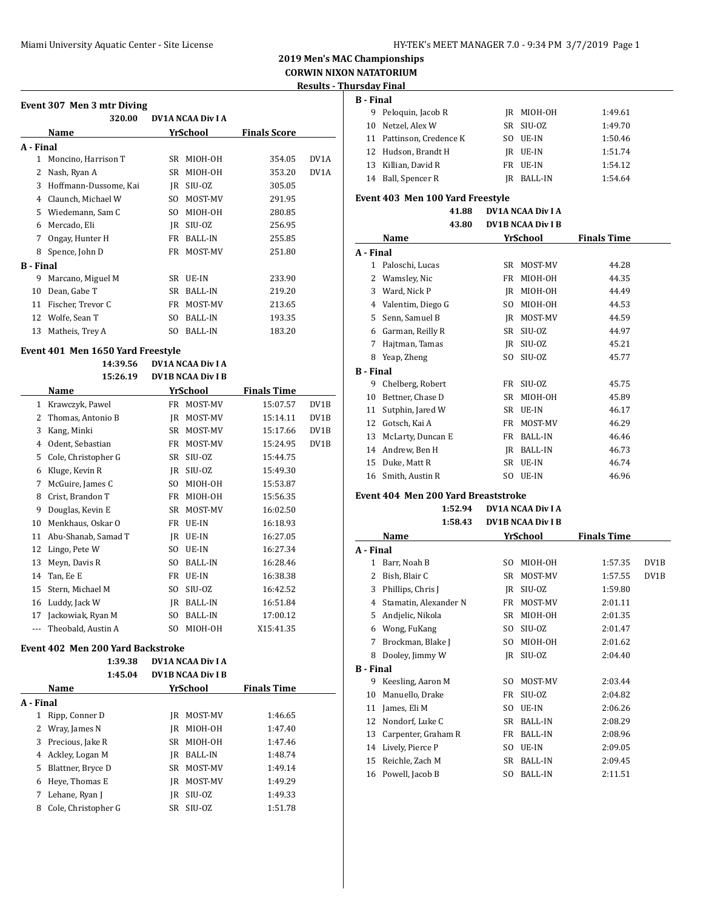## 2019 Men's MAC Championships

**CORWIN NIXON NATATORIUM**

**Results - Thursday Final**

### Event 307 Men 3 mtr Diving

320.00 DV1A NCAA Div I A

| | Name | Yr | School | Finals Score | |
|---|---|---|---|---|---|
| **A - Final** | | | | | |
| 1 | Moncino, Harrison T | SR | MIOH-OH | 354.05 | DV1A |
| 2 | Nash, Ryan A | SR | MIOH-OH | 353.20 | DV1A |
| 3 | Hoffmann-Dussome, Kai | JR | SIU-OZ | 305.05 | |
| 4 | Claunch, Michael W | SO | MOST-MV | 291.95 | |
| 5 | Wiedemann, Sam C | SO | MIOH-OH | 280.85 | |
| 6 | Mercado, Eli | JR | SIU-OZ | 256.95 | |
| 7 | Ongay, Hunter H | FR | BALL-IN | 255.85 | |
| 8 | Spence, John D | FR | MOST-MV | 251.80 | |
| **B - Final** | | | | | |
| 9 | Marcano, Miguel M | SR | UE-IN | 233.90 | |
| 10 | Dean, Gabe T | SR | BALL-IN | 219.20 | |
| 11 | Fischer, Trevor C | FR | MOST-MV | 213.65 | |
| 12 | Wolfe, Sean T | SO | BALL-IN | 193.35 | |
| 13 | Matheis, Trey A | SO | BALL-IN | 183.20 | |

### Event 401 Men 1650 Yard Freestyle

14:39.56 DV1A NCAA Div I A
15:26.19 DV1B NCAA Div I B

| | Name | Yr | School | Finals Time | |
|---|---|---|---|---|---|
| 1 | Krawczyk, Pawel | FR | MOST-MV | 15:07.57 | DV1B |
| 2 | Thomas, Antonio B | JR | MOST-MV | 15:14.11 | DV1B |
| 3 | Kang, Minki | SR | MOST-MV | 15:17.66 | DV1B |
| 4 | Odent, Sebastian | FR | MOST-MV | 15:24.95 | DV1B |
| 5 | Cole, Christopher G | SR | SIU-OZ | 15:44.75 | |
| 6 | Kluge, Kevin R | JR | SIU-OZ | 15:49.30 | |
| 7 | McGuire, James C | SO | MIOH-OH | 15:53.87 | |
| 8 | Crist, Brandon T | FR | MIOH-OH | 15:56.35 | |
| 9 | Douglas, Kevin E | SR | MOST-MV | 16:02.50 | |
| 10 | Menkhaus, Oskar O | FR | UE-IN | 16:18.93 | |
| 11 | Abu-Shanab, Samad T | JR | UE-IN | 16:27.05 | |
| 12 | Lingo, Pete W | SO | UE-IN | 16:27.34 | |
| 13 | Meyn, Davis R | SO | BALL-IN | 16:28.46 | |
| 14 | Tan, Ee E | FR | UE-IN | 16:38.38 | |
| 15 | Stern, Michael M | SO | SIU-OZ | 16:42.52 | |
| 16 | Luddy, Jack W | JR | BALL-IN | 16:51.84 | |
| 17 | Jackowiak, Ryan M | SO | BALL-IN | 17:00.12 | |
| --- | Theobald, Austin A | SO | MIOH-OH | X15:41.35 | |

### Event 402 Men 200 Yard Backstroke

1:39.38 DV1A NCAA Div I A
1:45.04 DV1B NCAA Div I B

| | Name | Yr | School | Finals Time |
|---|---|---|---|---|
| **A - Final** | | | | |
| 1 | Ripp, Conner D | JR | MOST-MV | 1:46.65 |
| 2 | Wray, James N | JR | MIOH-OH | 1:47.40 |
| 3 | Precious, Jake R | SR | MIOH-OH | 1:47.46 |
| 4 | Ackley, Logan M | JR | BALL-IN | 1:48.74 |
| 5 | Blattner, Bryce D | SR | MOST-MV | 1:49.14 |
| 6 | Heye, Thomas E | JR | MOST-MV | 1:49.29 |
| 7 | Lehane, Ryan J | JR | SIU-OZ | 1:49.33 |
| 8 | Cole, Christopher G | SR | SIU-OZ | 1:51.78 |
| **B - Final** | | | | |
| 9 | Peloquin, Jacob R | JR | MIOH-OH | 1:49.61 |
| 10 | Netzel, Alex W | SR | SIU-OZ | 1:49.70 |
| 11 | Pattinson, Credence K | SO | UE-IN | 1:50.46 |
| 12 | Hudson, Brandt H | JR | UE-IN | 1:51.74 |
| 13 | Killian, David R | FR | UE-IN | 1:54.12 |
| 14 | Ball, Spencer R | JR | BALL-IN | 1:54.64 |

### Event 403 Men 100 Yard Freestyle

41.88 DV1A NCAA Div I A
43.80 DV1B NCAA Div I B

| | Name | Yr | School | Finals Time |
|---|---|---|---|---|
| **A - Final** | | | | |
| 1 | Paloschi, Lucas | SR | MOST-MV | 44.28 |
| 2 | Wamsley, Nic | FR | MIOH-OH | 44.35 |
| 3 | Ward, Nick P | JR | MIOH-OH | 44.49 |
| 4 | Valentim, Diego G | SO | MIOH-OH | 44.53 |
| 5 | Senn, Samuel B | JR | MOST-MV | 44.59 |
| 6 | Garman, Reilly R | SR | SIU-OZ | 44.97 |
| 7 | Hajtman, Tamas | JR | SIU-OZ | 45.21 |
| 8 | Yeap, Zheng | SO | SIU-OZ | 45.77 |
| **B - Final** | | | | |
| 9 | Chelberg, Robert | FR | SIU-OZ | 45.75 |
| 10 | Bettner, Chase D | SR | MIOH-OH | 45.89 |
| 11 | Sutphin, Jared W | SR | UE-IN | 46.17 |
| 12 | Gotsch, Kai A | FR | MOST-MV | 46.29 |
| 13 | McLarty, Duncan E | FR | BALL-IN | 46.46 |
| 14 | Andrew, Ben H | JR | BALL-IN | 46.73 |
| 15 | Duke, Matt R | SR | UE-IN | 46.74 |
| 16 | Smith, Austin R | SO | UE-IN | 46.96 |

### Event 404 Men 200 Yard Breaststroke

1:52.94 DV1A NCAA Div I A
1:58.43 DV1B NCAA Div I B

| | Name | Yr | School | Finals Time | |
|---|---|---|---|---|---|
| **A - Final** | | | | | |
| 1 | Barr, Noah B | SO | MIOH-OH | 1:57.35 | DV1B |
| 2 | Bish, Blair C | SR | MOST-MV | 1:57.55 | DV1B |
| 3 | Phillips, Chris J | JR | SIU-OZ | 1:59.80 | |
| 4 | Stamatin, Alexander N | FR | MOST-MV | 2:01.11 | |
| 5 | Andjelic, Nikola | SR | MIOH-OH | 2:01.35 | |
| 6 | Wong, FuKang | SO | SIU-OZ | 2:01.47 | |
| 7 | Brockman, Blake J | SO | MIOH-OH | 2:01.62 | |
| 8 | Dooley, Jimmy W | JR | SIU-OZ | 2:04.40 | |
| **B - Final** | | | | | |
| 9 | Keesling, Aaron M | SO | MOST-MV | 2:03.44 | |
| 10 | Manuello, Drake | FR | SIU-OZ | 2:04.82 | |
| 11 | James, Eli M | SO | UE-IN | 2:06.26 | |
| 12 | Nondorf, Luke C | SR | BALL-IN | 2:08.29 | |
| 13 | Carpenter, Graham R | FR | BALL-IN | 2:08.96 | |
| 14 | Lively, Pierce P | SO | UE-IN | 2:09.05 | |
| 15 | Reichle, Zach M | SR | BALL-IN | 2:09.45 | |
| 16 | Powell, Jacob B | SO | BALL-IN | 2:11.51 | |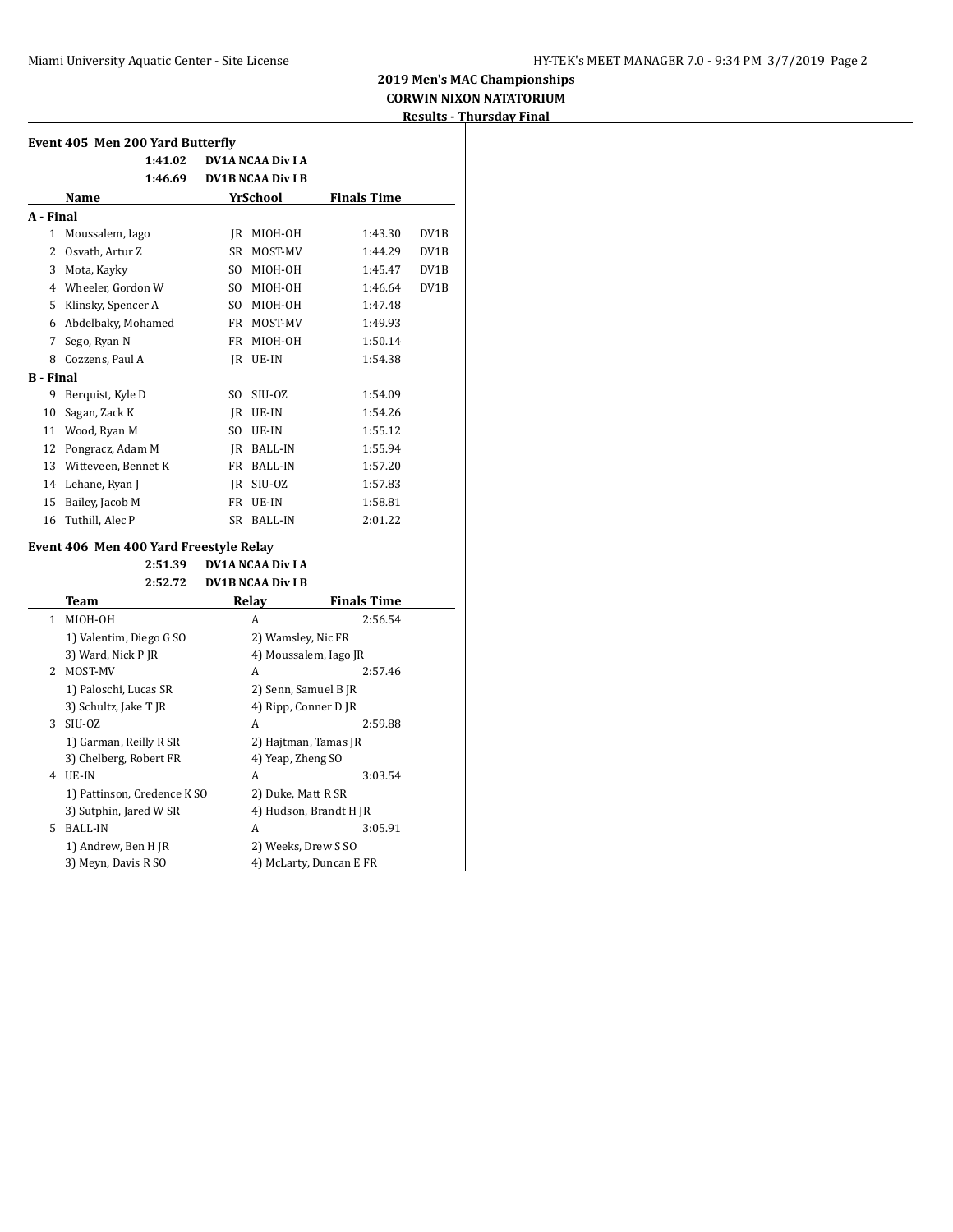**2019 Men's MAC Championships**

**CORWIN NIXON NATATORIUM**

**Results - Thursday Final**

### Event 405 Men 200 Yard Butterfly

| | |
|---|---|
| 1:41.02 | DV1A NCAA Div I A |
| 1:46.69 | DV1B NCAA Div I B |

| | Name | Yr | School | Finals Time | |
|---|---|---|---|---|---|
| **A - Final** | | | | | |
| 1 | Moussalem, Iago | JR | MIOH-OH | 1:43.30 | DV1B |
| 2 | Osvath, Artur Z | SR | MOST-MV | 1:44.29 | DV1B |
| 3 | Mota, Kayky | SO | MIOH-OH | 1:45.47 | DV1B |
| 4 | Wheeler, Gordon W | SO | MIOH-OH | 1:46.64 | DV1B |
| 5 | Klinsky, Spencer A | SO | MIOH-OH | 1:47.48 | |
| 6 | Abdelbaky, Mohamed | FR | MOST-MV | 1:49.93 | |
| 7 | Sego, Ryan N | FR | MIOH-OH | 1:50.14 | |
| 8 | Cozzens, Paul A | JR | UE-IN | 1:54.38 | |
| **B - Final** | | | | | |
| 9 | Berquist, Kyle D | SO | SIU-OZ | 1:54.09 | |
| 10 | Sagan, Zack K | JR | UE-IN | 1:54.26 | |
| 11 | Wood, Ryan M | SO | UE-IN | 1:55.12 | |
| 12 | Pongracz, Adam M | JR | BALL-IN | 1:55.94 | |
| 13 | Witteveen, Bennet K | FR | BALL-IN | 1:57.20 | |
| 14 | Lehane, Ryan J | JR | SIU-OZ | 1:57.83 | |
| 15 | Bailey, Jacob M | FR | UE-IN | 1:58.81 | |
| 16 | Tuthill, Alec P | SR | BALL-IN | 2:01.22 | |

### Event 406 Men 400 Yard Freestyle Relay

| | |
|---|---|
| 2:51.39 | DV1A NCAA Div I A |
| 2:52.72 | DV1B NCAA Div I B |

| | Team | Relay | Finals Time |
|---|---|---|---|
| 1 | MIOH-OH | A | 2:56.54 |
| | 1) Valentim, Diego G SO | 2) Wamsley, Nic FR | |
| | 3) Ward, Nick P JR | 4) Moussalem, Iago JR | |
| 2 | MOST-MV | A | 2:57.46 |
| | 1) Paloschi, Lucas SR | 2) Senn, Samuel B JR | |
| | 3) Schultz, Jake T JR | 4) Ripp, Conner D JR | |
| 3 | SIU-OZ | A | 2:59.88 |
| | 1) Garman, Reilly R SR | 2) Hajtman, Tamas JR | |
| | 3) Chelberg, Robert FR | 4) Yeap, Zheng SO | |
| 4 | UE-IN | A | 3:03.54 |
| | 1) Pattinson, Credence K SO | 2) Duke, Matt R SR | |
| | 3) Sutphin, Jared W SR | 4) Hudson, Brandt H JR | |
| 5 | BALL-IN | A | 3:05.91 |
| | 1) Andrew, Ben H JR | 2) Weeks, Drew S SO | |
| | 3) Meyn, Davis R SO | 4) McLarty, Duncan E FR | |